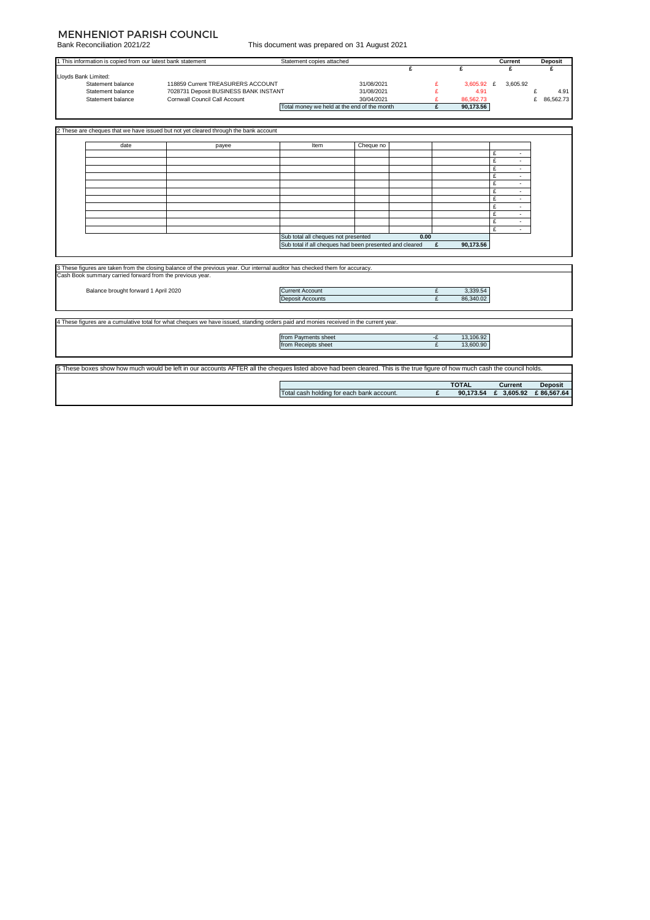# MENHENIOT PARISH COUNCIL

Bank Reconciliation 2021/22

This document was prepared on 31 August 2021

| 1 This information is copied from our latest bank statement | | Statement copies attached | | | Current | Deposit |
|---|---|---|---|---|---|---|
| | | | £ | £ | £ | £ |
| Lloyds Bank Limited: | | | | | | |
| Statement balance | 118859 Current TREASURERS ACCOUNT | | 31/08/2021 | £ 3,605.92 | £ 3,605.92 | |
| Statement balance | 7028731 Deposit BUSINESS BANK INSTANT | | 31/08/2021 | £ 4.91 | | £ 4.91 |
| Statement balance | Cornwall Council Call Account | | 30/04/2021 | £ 86,562.73 | | £ 86,562.73 |
| | | Total money we held at the end of the month | | £ 90,173.56 | | |

2 These are cheques that we have issued but not yet cleared through the bank account

| date | payee | Item | Cheque no | | | |
|---|---|---|---|---|---|---|
| | | | | | | £ - |
| | | | | | | £ - |
| | | | | | | £ - |
| | | | | | | £ - |
| | | | | | | £ - |
| | | | | | | £ - |
| | | | | | | £ - |
| | | | | | | £ - |
| | | | | | | £ - |
| | | | | | | £ - |
| | | | | | | £ - |
| | | Sub total all cheques not presented | | 0.00 | | |
| | | Sub total if all cheques had been presented and cleared | | £ | 90,173.56 | |

3 These figures are taken from the closing balance of the previous year. Our internal auditor has checked them for accuracy.
Cash Book summary carried forward from the previous year.

| | | | |
|---|---|---|---|
| Balance brought forward 1 April 2020 | Current Account | £ | 3,339.54 |
| | Deposit Accounts | £ | 86,340.02 |

4 These figures are a cumulative total for what cheques we have issued, standing orders paid and monies received in the current year.

| | | |
|---|---|---|
| from Payments sheet | -£ | 13,106.92 |
| from Receipts sheet | £ | 13,600.90 |

5 These boxes show how much would be left in our accounts AFTER all the cheques listed above had been cleared. This is the true figure of how much cash the council holds.

| | | TOTAL | Current | Deposit |
|---|---|---|---|---|
| Total cash holding for each bank account. | £ | 90,173.54 | £ 3,605.92 | £ 86,567.64 |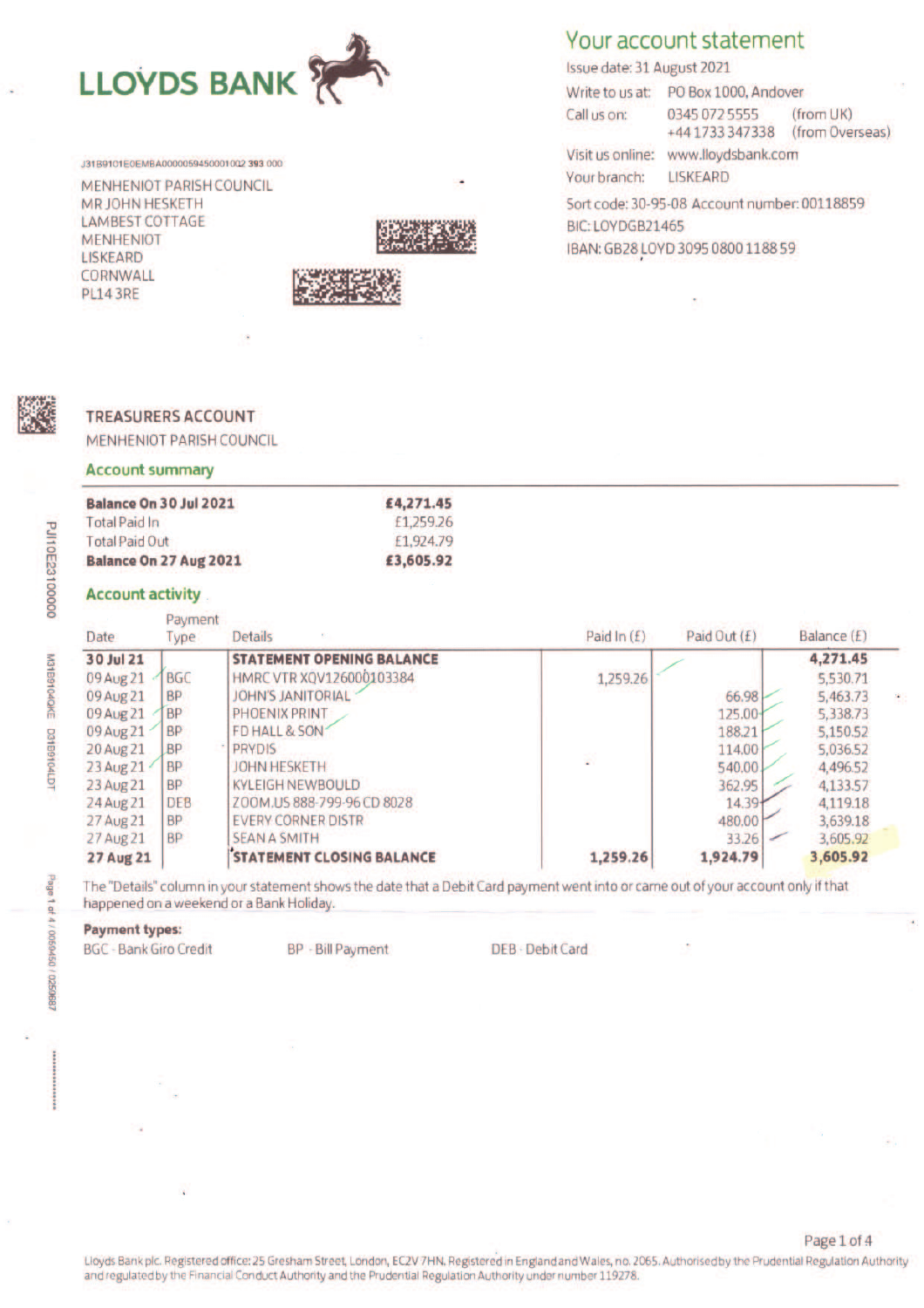# LLOYDS BANK

## Your account statement

Issue date: 31 August 2021

Write to us at: PO Box 1000, Andover

Call us on: 0345 072 5555 (from UK)
+44 1733 347338 (from Overseas)

Visit us online: www.lloydsbank.com

Your branch: LISKEARD

Sort code: 30-95-08 Account number: 00118859

BIC: LOYDGB21465

IBAN: GB28 LOYD 3095 0800 1188 59

J31B9101E0EMBA0000059450001002 393 000

MENHENIOT PARISH COUNCIL
MR JOHN HESKETH
LAMBEST COTTAGE
MENHENIOT
LISKEARD
CORNWALL
PL14 3RE

### TREASURERS ACCOUNT

MENHENIOT PARISH COUNCIL

### Account summary

| | |
|---|---|
| **Balance On 30 Jul 2021** | **£4,271.45** |
| Total Paid In | £1,259.26 |
| Total Paid Out | £1,924.79 |
| **Balance On 27 Aug 2021** | **£3,605.92** |

### Account activity

| Date | Payment Type | Details | Paid In (£) | Paid Out (£) | Balance (£) |
|---|---|---|---|---|---|
| **30 Jul 21** | | **STATEMENT OPENING BALANCE** | | | **4,271.45** |
| 09 Aug 21 | BGC | HMRC VTR XQV126000103384 | 1,259.26 | | 5,530.71 |
| 09 Aug 21 | BP | JOHN'S JANITORIAL | | 66.98 | 5,463.73 |
| 09 Aug 21 | BP | PHOENIX PRINT | | 125.00 | 5,338.73 |
| 09 Aug 21 | BP | FD HALL & SON | | 188.21 | 5,150.52 |
| 20 Aug 21 | BP | PRYDIS | | 114.00 | 5,036.52 |
| 23 Aug 21 | BP | JOHN HESKETH | | 540.00 | 4,496.52 |
| 23 Aug 21 | BP | KYLEIGH NEWBOULD | | 362.95 | 4,133.57 |
| 24 Aug 21 | DEB | ZOOM.US 888-799-96 CD 8028 | | 14.39 | 4,119.18 |
| 27 Aug 21 | BP | EVERY CORNER DISTR | | 480.00 | 3,639.18 |
| 27 Aug 21 | BP | SEAN A SMITH | | 33.26 | 3,605.92 |
| **27 Aug 21** | | **STATEMENT CLOSING BALANCE** | **1,259.26** | **1,924.79** | **3,605.92** |

The "Details" column in your statement shows the date that a Debit Card payment went into or came out of your account only if that happened on a weekend or a Bank Holiday.

**Payment types:**

BGC - Bank Giro Credit    BP - Bill Payment    DEB - Debit Card

Lloyds Bank plc. Registered office: 25 Gresham Street, London, EC2V 7HN. Registered in England and Wales, no. 2065. Authorised by the Prudential Regulation Authority and regulated by the Financial Conduct Authority and the Prudential Regulation Authority under number 119278.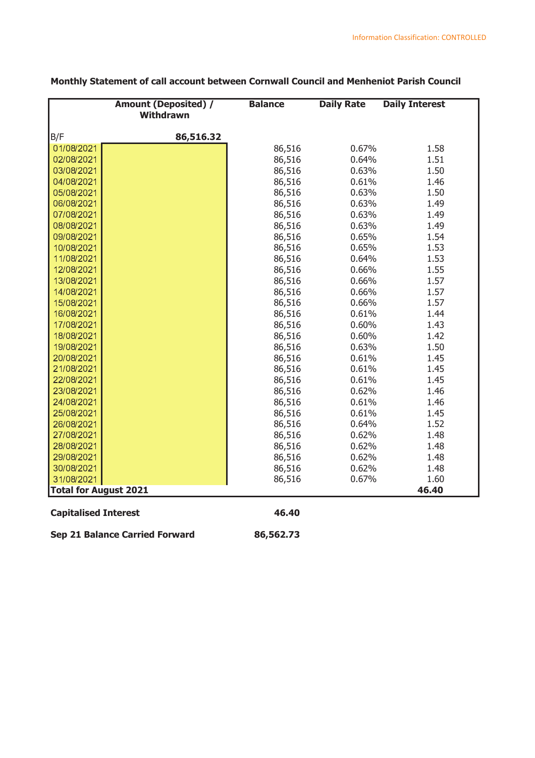Information Classification: CONTROLLED

**Monthly Statement of call account between Cornwall Council and Menheniot Parish Council**

| | Amount (Deposited) / Withdrawn | Balance | Daily Rate | Daily Interest |
|---|---|---|---|---|
| B/F | **86,516.32** | | | |
| 01/08/2021 | | 86,516 | 0.67% | 1.58 |
| 02/08/2021 | | 86,516 | 0.64% | 1.51 |
| 03/08/2021 | | 86,516 | 0.63% | 1.50 |
| 04/08/2021 | | 86,516 | 0.61% | 1.46 |
| 05/08/2021 | | 86,516 | 0.63% | 1.50 |
| 06/08/2021 | | 86,516 | 0.63% | 1.49 |
| 07/08/2021 | | 86,516 | 0.63% | 1.49 |
| 08/08/2021 | | 86,516 | 0.63% | 1.49 |
| 09/08/2021 | | 86,516 | 0.65% | 1.54 |
| 10/08/2021 | | 86,516 | 0.65% | 1.53 |
| 11/08/2021 | | 86,516 | 0.64% | 1.53 |
| 12/08/2021 | | 86,516 | 0.66% | 1.55 |
| 13/08/2021 | | 86,516 | 0.66% | 1.57 |
| 14/08/2021 | | 86,516 | 0.66% | 1.57 |
| 15/08/2021 | | 86,516 | 0.66% | 1.57 |
| 16/08/2021 | | 86,516 | 0.61% | 1.44 |
| 17/08/2021 | | 86,516 | 0.60% | 1.43 |
| 18/08/2021 | | 86,516 | 0.60% | 1.42 |
| 19/08/2021 | | 86,516 | 0.63% | 1.50 |
| 20/08/2021 | | 86,516 | 0.61% | 1.45 |
| 21/08/2021 | | 86,516 | 0.61% | 1.45 |
| 22/08/2021 | | 86,516 | 0.61% | 1.45 |
| 23/08/2021 | | 86,516 | 0.62% | 1.46 |
| 24/08/2021 | | 86,516 | 0.61% | 1.46 |
| 25/08/2021 | | 86,516 | 0.61% | 1.45 |
| 26/08/2021 | | 86,516 | 0.64% | 1.52 |
| 27/08/2021 | | 86,516 | 0.62% | 1.48 |
| 28/08/2021 | | 86,516 | 0.62% | 1.48 |
| 29/08/2021 | | 86,516 | 0.62% | 1.48 |
| 30/08/2021 | | 86,516 | 0.62% | 1.48 |
| 31/08/2021 | | 86,516 | 0.67% | 1.60 |
| **Total for August 2021** | | | | **46.40** |

| | |
|---|---|
| **Capitalised Interest** | **46.40** |
| **Sep 21 Balance Carried Forward** | **86,562.73** |